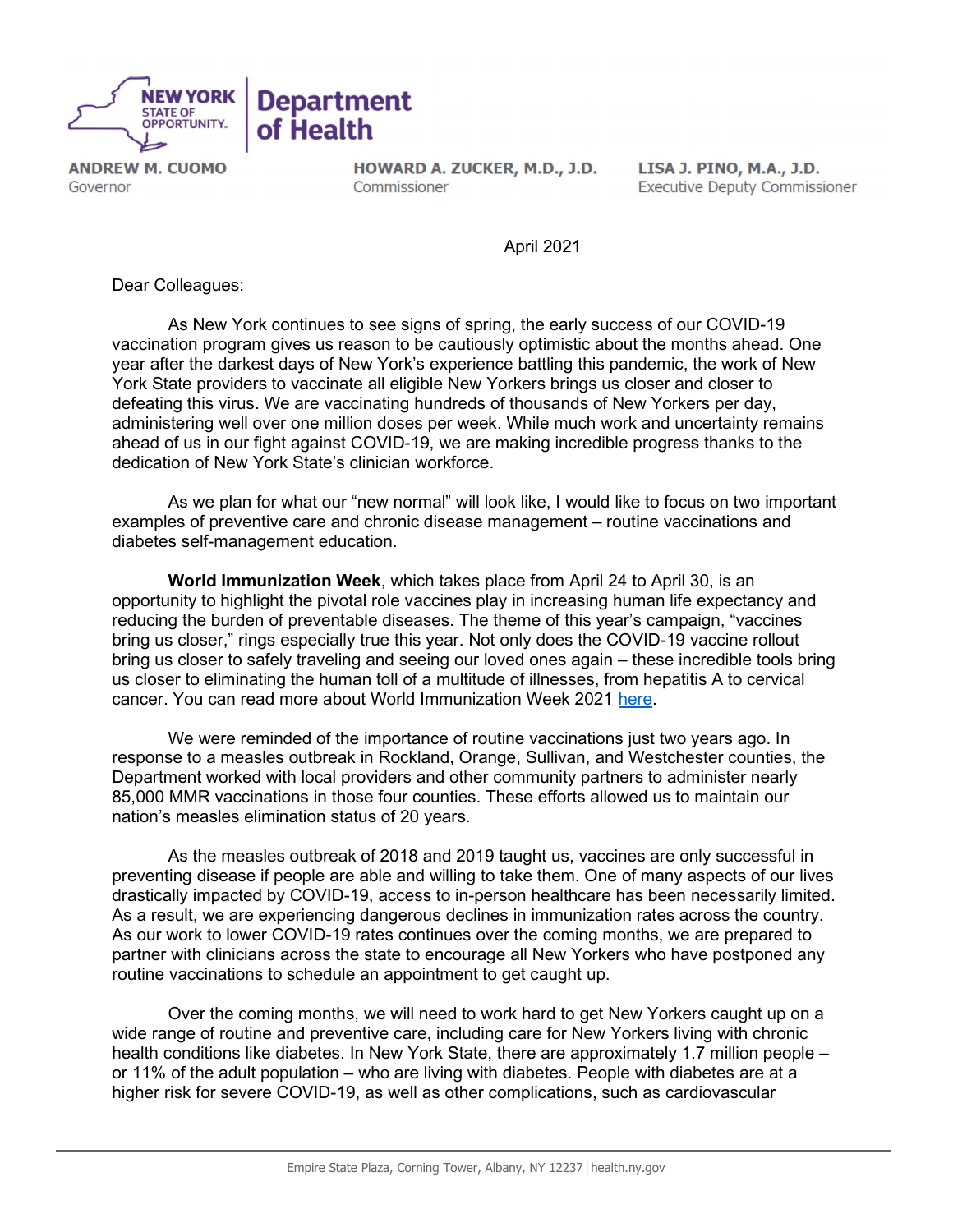**NEW YORK STATE OF OPPORTUNITY** | **Department of Health**

**ANDREW M. CUOMO**
Governor

**HOWARD A. ZUCKER, M.D., J.D.**
Commissioner

**LISA J. PINO, M.A., J.D.**
Executive Deputy Commissioner

April 2021

Dear Colleagues:

As New York continues to see signs of spring, the early success of our COVID-19 vaccination program gives us reason to be cautiously optimistic about the months ahead. One year after the darkest days of New York's experience battling this pandemic, the work of New York State providers to vaccinate all eligible New Yorkers brings us closer and closer to defeating this virus. We are vaccinating hundreds of thousands of New Yorkers per day, administering well over one million doses per week. While much work and uncertainty remains ahead of us in our fight against COVID-19, we are making incredible progress thanks to the dedication of New York State's clinician workforce.

As we plan for what our "new normal" will look like, I would like to focus on two important examples of preventive care and chronic disease management – routine vaccinations and diabetes self-management education.

**World Immunization Week**, which takes place from April 24 to April 30, is an opportunity to highlight the pivotal role vaccines play in increasing human life expectancy and reducing the burden of preventable diseases. The theme of this year's campaign, "vaccines bring us closer," rings especially true this year. Not only does the COVID-19 vaccine rollout bring us closer to safely traveling and seeing our loved ones again – these incredible tools bring us closer to eliminating the human toll of a multitude of illnesses, from hepatitis A to cervical cancer. You can read more about World Immunization Week 2021 here.

We were reminded of the importance of routine vaccinations just two years ago. In response to a measles outbreak in Rockland, Orange, Sullivan, and Westchester counties, the Department worked with local providers and other community partners to administer nearly 85,000 MMR vaccinations in those four counties. These efforts allowed us to maintain our nation's measles elimination status of 20 years.

As the measles outbreak of 2018 and 2019 taught us, vaccines are only successful in preventing disease if people are able and willing to take them. One of many aspects of our lives drastically impacted by COVID-19, access to in-person healthcare has been necessarily limited. As a result, we are experiencing dangerous declines in immunization rates across the country. As our work to lower COVID-19 rates continues over the coming months, we are prepared to partner with clinicians across the state to encourage all New Yorkers who have postponed any routine vaccinations to schedule an appointment to get caught up.

Over the coming months, we will need to work hard to get New Yorkers caught up on a wide range of routine and preventive care, including care for New Yorkers living with chronic health conditions like diabetes. In New York State, there are approximately 1.7 million people – or 11% of the adult population – who are living with diabetes. People with diabetes are at a higher risk for severe COVID-19, as well as other complications, such as cardiovascular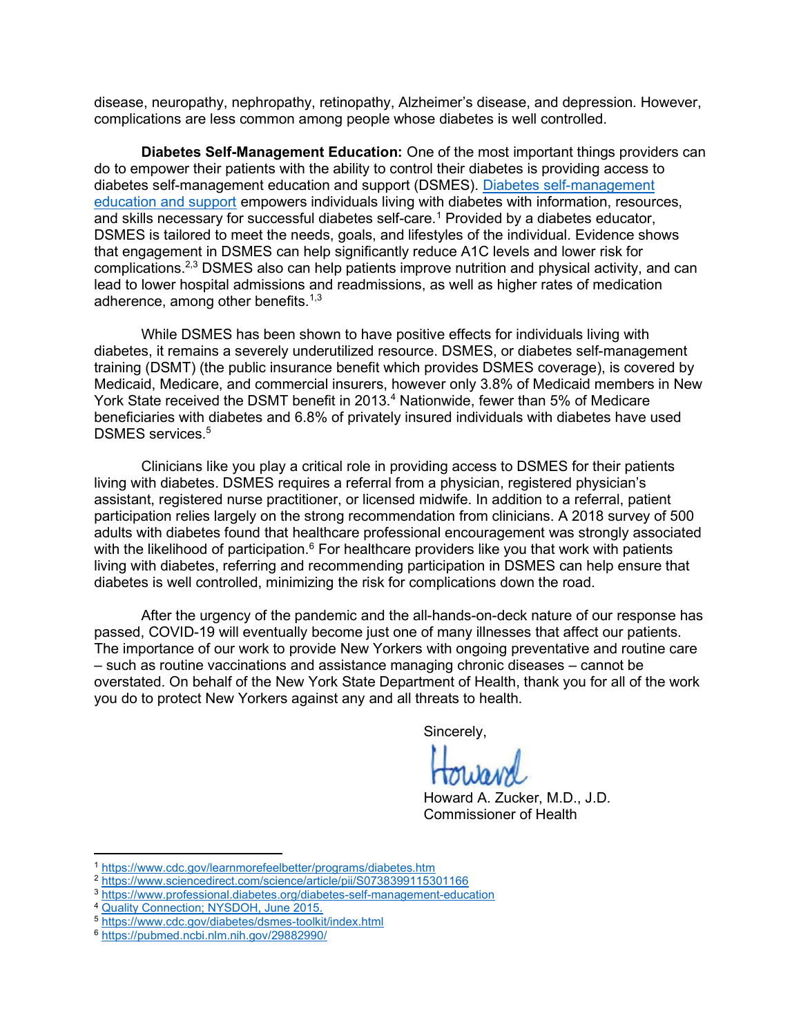disease, neuropathy, nephropathy, retinopathy, Alzheimer's disease, and depression. However, complications are less common among people whose diabetes is well controlled.

**Diabetes Self-Management Education:** One of the most important things providers can do to empower their patients with the ability to control their diabetes is providing access to diabetes self-management education and support (DSMES). [Diabetes self-management education and support](https://www.cdc.gov/learnmorefeelbetter/programs/diabetes.htm) empowers individuals living with diabetes with information, resources, and skills necessary for successful diabetes self-care.[1] Provided by a diabetes educator, DSMES is tailored to meet the needs, goals, and lifestyles of the individual. Evidence shows that engagement in DSMES can help significantly reduce A1C levels and lower risk for complications.[2,3] DSMES also can help patients improve nutrition and physical activity, and can lead to lower hospital admissions and readmissions, as well as higher rates of medication adherence, among other benefits.[1,3]

While DSMES has been shown to have positive effects for individuals living with diabetes, it remains a severely underutilized resource. DSMES, or diabetes self-management training (DSMT) (the public insurance benefit which provides DSMES coverage), is covered by Medicaid, Medicare, and commercial insurers, however only 3.8% of Medicaid members in New York State received the DSMT benefit in 2013.[4] Nationwide, fewer than 5% of Medicare beneficiaries with diabetes and 6.8% of privately insured individuals with diabetes have used DSMES services.[5]

Clinicians like you play a critical role in providing access to DSMES for their patients living with diabetes. DSMES requires a referral from a physician, registered physician's assistant, registered nurse practitioner, or licensed midwife. In addition to a referral, patient participation relies largely on the strong recommendation from clinicians. A 2018 survey of 500 adults with diabetes found that healthcare professional encouragement was strongly associated with the likelihood of participation.[6] For healthcare providers like you that work with patients living with diabetes, referring and recommending participation in DSMES can help ensure that diabetes is well controlled, minimizing the risk for complications down the road.

After the urgency of the pandemic and the all-hands-on-deck nature of our response has passed, COVID-19 will eventually become just one of many illnesses that affect our patients. The importance of our work to provide New Yorkers with ongoing preventative and routine care – such as routine vaccinations and assistance managing chronic diseases – cannot be overstated. On behalf of the New York State Department of Health, thank you for all of the work you do to protect New Yorkers against any and all threats to health.

Sincerely,

Howard

Howard A. Zucker, M.D., J.D.
Commissioner of Health

---

[1] https://www.cdc.gov/learnmorefeelbetter/programs/diabetes.htm
[2] https://www.sciencedirect.com/science/article/pii/S0738399115301166
[3] https://www.professional.diabetes.org/diabetes-self-management-education
[4] Quality Connection; NYSDOH, June 2015.
[5] https://www.cdc.gov/diabetes/dsmes-toolkit/index.html
[6] https://pubmed.ncbi.nlm.nih.gov/29882990/